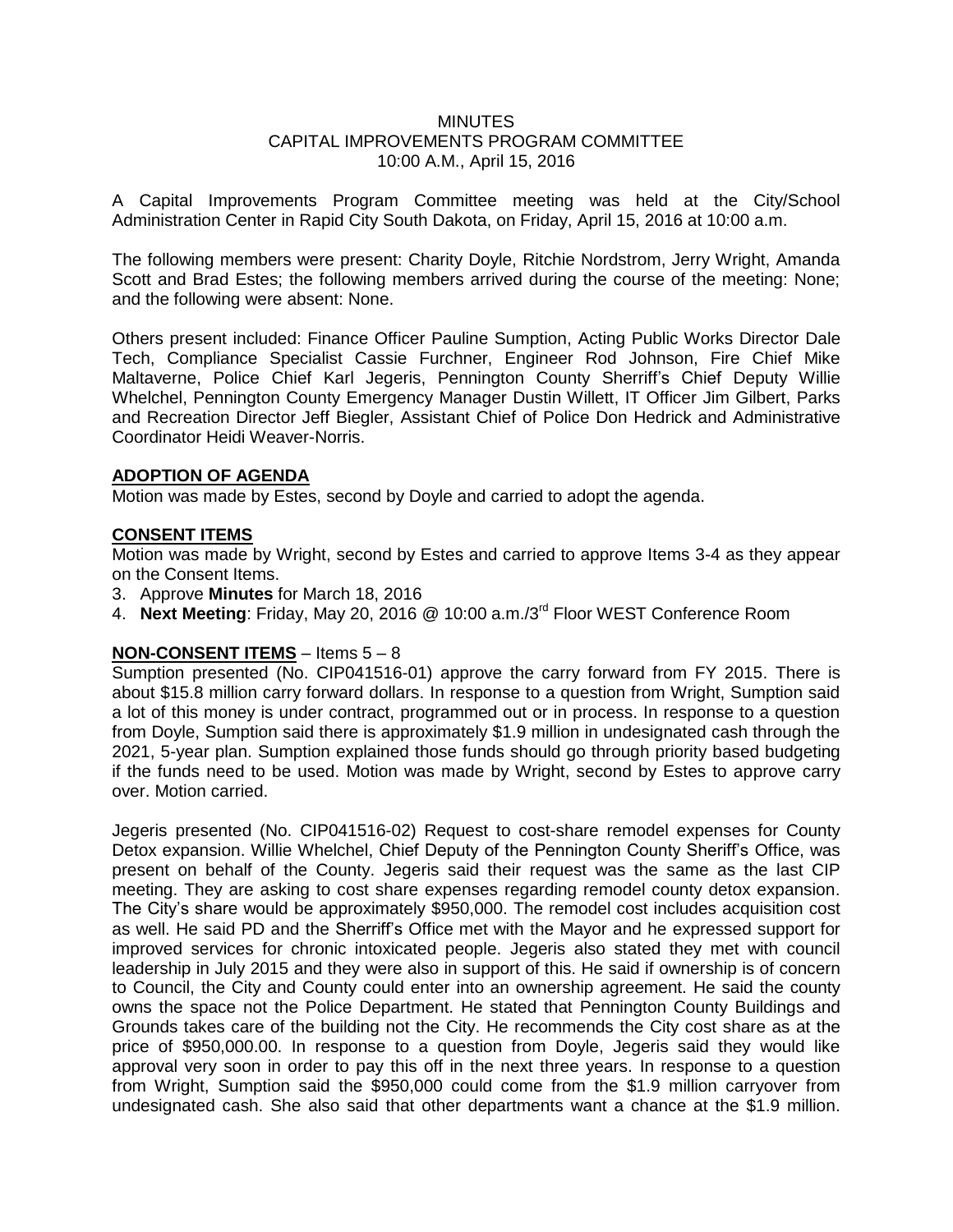MINUTES
CAPITAL IMPROVEMENTS PROGRAM COMMITTEE
10:00 A.M., April 15, 2016

A Capital Improvements Program Committee meeting was held at the City/School Administration Center in Rapid City South Dakota, on Friday, April 15, 2016 at 10:00 a.m.

The following members were present: Charity Doyle, Ritchie Nordstrom, Jerry Wright, Amanda Scott and Brad Estes; the following members arrived during the course of the meeting: None; and the following were absent: None.

Others present included: Finance Officer Pauline Sumption, Acting Public Works Director Dale Tech, Compliance Specialist Cassie Furchner, Engineer Rod Johnson, Fire Chief Mike Maltaverne, Police Chief Karl Jegeris, Pennington County Sherriff's Chief Deputy Willie Whelchel, Pennington County Emergency Manager Dustin Willett, IT Officer Jim Gilbert, Parks and Recreation Director Jeff Biegler, Assistant Chief of Police Don Hedrick and Administrative Coordinator Heidi Weaver-Norris.

**ADOPTION OF AGENDA**

Motion was made by Estes, second by Doyle and carried to adopt the agenda.

**CONSENT ITEMS**

Motion was made by Wright, second by Estes and carried to approve Items 3-4 as they appear on the Consent Items.

3. Approve **Minutes** for March 18, 2016
4. **Next Meeting**: Friday, May 20, 2016 @ 10:00 a.m./3rd Floor WEST Conference Room

**NON-CONSENT ITEMS** – Items 5 – 8

Sumption presented (No. CIP041516-01) approve the carry forward from FY 2015. There is about \$15.8 million carry forward dollars. In response to a question from Wright, Sumption said a lot of this money is under contract, programmed out or in process. In response to a question from Doyle, Sumption said there is approximately \$1.9 million in undesignated cash through the 2021, 5-year plan. Sumption explained those funds should go through priority based budgeting if the funds need to be used. Motion was made by Wright, second by Estes to approve carry over. Motion carried.

Jegeris presented (No. CIP041516-02) Request to cost-share remodel expenses for County Detox expansion. Willie Whelchel, Chief Deputy of the Pennington County Sheriff's Office, was present on behalf of the County. Jegeris said their request was the same as the last CIP meeting. They are asking to cost share expenses regarding remodel county detox expansion. The City's share would be approximately \$950,000. The remodel cost includes acquisition cost as well. He said PD and the Sherriff's Office met with the Mayor and he expressed support for improved services for chronic intoxicated people. Jegeris also stated they met with council leadership in July 2015 and they were also in support of this. He said if ownership is of concern to Council, the City and County could enter into an ownership agreement. He said the county owns the space not the Police Department. He stated that Pennington County Buildings and Grounds takes care of the building not the City. He recommends the City cost share as at the price of \$950,000.00. In response to a question from Doyle, Jegeris said they would like approval very soon in order to pay this off in the next three years. In response to a question from Wright, Sumption said the \$950,000 could come from the \$1.9 million carryover from undesignated cash. She also said that other departments want a chance at the \$1.9 million.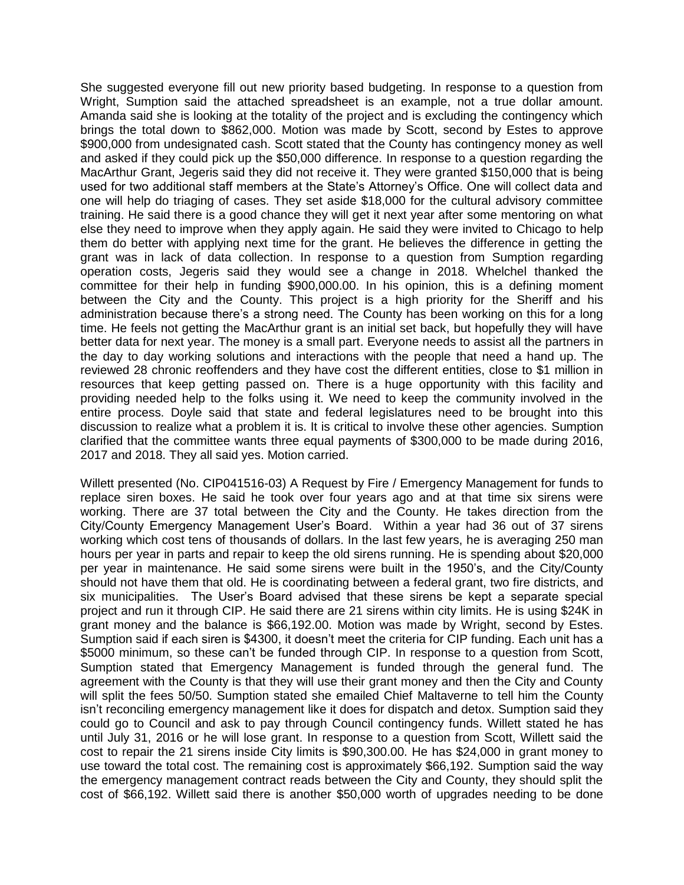She suggested everyone fill out new priority based budgeting. In response to a question from Wright, Sumption said the attached spreadsheet is an example, not a true dollar amount. Amanda said she is looking at the totality of the project and is excluding the contingency which brings the total down to $862,000. Motion was made by Scott, second by Estes to approve $900,000 from undesignated cash. Scott stated that the County has contingency money as well and asked if they could pick up the $50,000 difference. In response to a question regarding the MacArthur Grant, Jegeris said they did not receive it. They were granted $150,000 that is being used for two additional staff members at the State's Attorney's Office. One will collect data and one will help do triaging of cases. They set aside $18,000 for the cultural advisory committee training. He said there is a good chance they will get it next year after some mentoring on what else they need to improve when they apply again. He said they were invited to Chicago to help them do better with applying next time for the grant. He believes the difference in getting the grant was in lack of data collection. In response to a question from Sumption regarding operation costs, Jegeris said they would see a change in 2018. Whelchel thanked the committee for their help in funding $900,000.00. In his opinion, this is a defining moment between the City and the County. This project is a high priority for the Sheriff and his administration because there's a strong need. The County has been working on this for a long time. He feels not getting the MacArthur grant is an initial set back, but hopefully they will have better data for next year. The money is a small part. Everyone needs to assist all the partners in the day to day working solutions and interactions with the people that need a hand up. The reviewed 28 chronic reoffenders and they have cost the different entities, close to $1 million in resources that keep getting passed on. There is a huge opportunity with this facility and providing needed help to the folks using it. We need to keep the community involved in the entire process. Doyle said that state and federal legislatures need to be brought into this discussion to realize what a problem it is. It is critical to involve these other agencies. Sumption clarified that the committee wants three equal payments of $300,000 to be made during 2016, 2017 and 2018. They all said yes. Motion carried.

Willett presented (No. CIP041516-03) A Request by Fire / Emergency Management for funds to replace siren boxes. He said he took over four years ago and at that time six sirens were working. There are 37 total between the City and the County. He takes direction from the City/County Emergency Management User's Board. Within a year had 36 out of 37 sirens working which cost tens of thousands of dollars. In the last few years, he is averaging 250 man hours per year in parts and repair to keep the old sirens running. He is spending about $20,000 per year in maintenance. He said some sirens were built in the 1950's, and the City/County should not have them that old. He is coordinating between a federal grant, two fire districts, and six municipalities. The User's Board advised that these sirens be kept a separate special project and run it through CIP. He said there are 21 sirens within city limits. He is using $24K in grant money and the balance is $66,192.00. Motion was made by Wright, second by Estes. Sumption said if each siren is $4300, it doesn't meet the criteria for CIP funding. Each unit has a $5000 minimum, so these can't be funded through CIP. In response to a question from Scott, Sumption stated that Emergency Management is funded through the general fund. The agreement with the County is that they will use their grant money and then the City and County will split the fees 50/50. Sumption stated she emailed Chief Maltaverne to tell him the County isn't reconciling emergency management like it does for dispatch and detox. Sumption said they could go to Council and ask to pay through Council contingency funds. Willett stated he has until July 31, 2016 or he will lose grant. In response to a question from Scott, Willett said the cost to repair the 21 sirens inside City limits is $90,300.00. He has $24,000 in grant money to use toward the total cost. The remaining cost is approximately $66,192. Sumption said the way the emergency management contract reads between the City and County, they should split the cost of $66,192. Willett said there is another $50,000 worth of upgrades needing to be done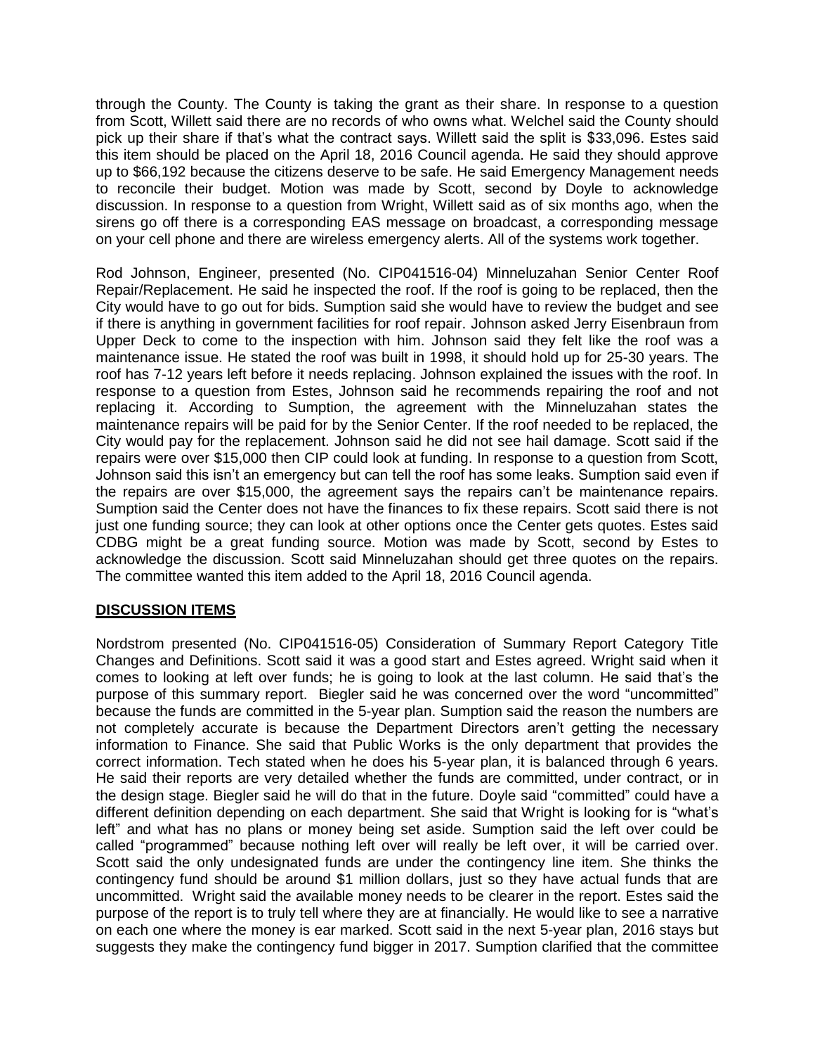through the County. The County is taking the grant as their share. In response to a question from Scott, Willett said there are no records of who owns what. Welchel said the County should pick up their share if that's what the contract says. Willett said the split is $33,096. Estes said this item should be placed on the April 18, 2016 Council agenda. He said they should approve up to $66,192 because the citizens deserve to be safe. He said Emergency Management needs to reconcile their budget. Motion was made by Scott, second by Doyle to acknowledge discussion. In response to a question from Wright, Willett said as of six months ago, when the sirens go off there is a corresponding EAS message on broadcast, a corresponding message on your cell phone and there are wireless emergency alerts. All of the systems work together.

Rod Johnson, Engineer, presented (No. CIP041516-04) Minneluzahan Senior Center Roof Repair/Replacement. He said he inspected the roof. If the roof is going to be replaced, then the City would have to go out for bids. Sumption said she would have to review the budget and see if there is anything in government facilities for roof repair. Johnson asked Jerry Eisenbraun from Upper Deck to come to the inspection with him. Johnson said they felt like the roof was a maintenance issue. He stated the roof was built in 1998, it should hold up for 25-30 years. The roof has 7-12 years left before it needs replacing. Johnson explained the issues with the roof. In response to a question from Estes, Johnson said he recommends repairing the roof and not replacing it. According to Sumption, the agreement with the Minneluzahan states the maintenance repairs will be paid for by the Senior Center. If the roof needed to be replaced, the City would pay for the replacement. Johnson said he did not see hail damage. Scott said if the repairs were over $15,000 then CIP could look at funding. In response to a question from Scott, Johnson said this isn't an emergency but can tell the roof has some leaks. Sumption said even if the repairs are over $15,000, the agreement says the repairs can't be maintenance repairs. Sumption said the Center does not have the finances to fix these repairs. Scott said there is not just one funding source; they can look at other options once the Center gets quotes. Estes said CDBG might be a great funding source. Motion was made by Scott, second by Estes to acknowledge the discussion. Scott said Minneluzahan should get three quotes on the repairs. The committee wanted this item added to the April 18, 2016 Council agenda.

**DISCUSSION ITEMS**

Nordstrom presented (No. CIP041516-05) Consideration of Summary Report Category Title Changes and Definitions. Scott said it was a good start and Estes agreed. Wright said when it comes to looking at left over funds; he is going to look at the last column. He said that's the purpose of this summary report. Biegler said he was concerned over the word "uncommitted" because the funds are committed in the 5-year plan. Sumption said the reason the numbers are not completely accurate is because the Department Directors aren't getting the necessary information to Finance. She said that Public Works is the only department that provides the correct information. Tech stated when he does his 5-year plan, it is balanced through 6 years. He said their reports are very detailed whether the funds are committed, under contract, or in the design stage. Biegler said he will do that in the future. Doyle said "committed" could have a different definition depending on each department. She said that Wright is looking for is "what's left" and what has no plans or money being set aside. Sumption said the left over could be called "programmed" because nothing left over will really be left over, it will be carried over. Scott said the only undesignated funds are under the contingency line item. She thinks the contingency fund should be around $1 million dollars, just so they have actual funds that are uncommitted. Wright said the available money needs to be clearer in the report. Estes said the purpose of the report is to truly tell where they are at financially. He would like to see a narrative on each one where the money is ear marked. Scott said in the next 5-year plan, 2016 stays but suggests they make the contingency fund bigger in 2017. Sumption clarified that the committee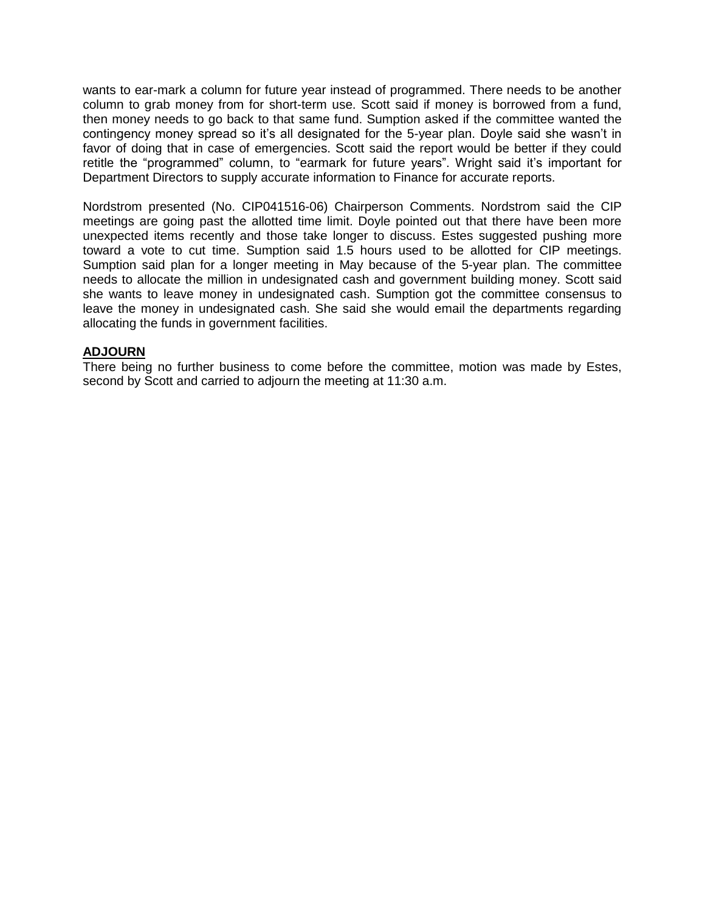wants to ear-mark a column for future year instead of programmed. There needs to be another column to grab money from for short-term use. Scott said if money is borrowed from a fund, then money needs to go back to that same fund. Sumption asked if the committee wanted the contingency money spread so it's all designated for the 5-year plan. Doyle said she wasn't in favor of doing that in case of emergencies. Scott said the report would be better if they could retitle the "programmed" column, to "earmark for future years". Wright said it's important for Department Directors to supply accurate information to Finance for accurate reports.

Nordstrom presented (No. CIP041516-06) Chairperson Comments. Nordstrom said the CIP meetings are going past the allotted time limit. Doyle pointed out that there have been more unexpected items recently and those take longer to discuss. Estes suggested pushing more toward a vote to cut time. Sumption said 1.5 hours used to be allotted for CIP meetings. Sumption said plan for a longer meeting in May because of the 5-year plan. The committee needs to allocate the million in undesignated cash and government building money. Scott said she wants to leave money in undesignated cash. Sumption got the committee consensus to leave the money in undesignated cash. She said she would email the departments regarding allocating the funds in government facilities.

**ADJOURN**

There being no further business to come before the committee, motion was made by Estes, second by Scott and carried to adjourn the meeting at 11:30 a.m.